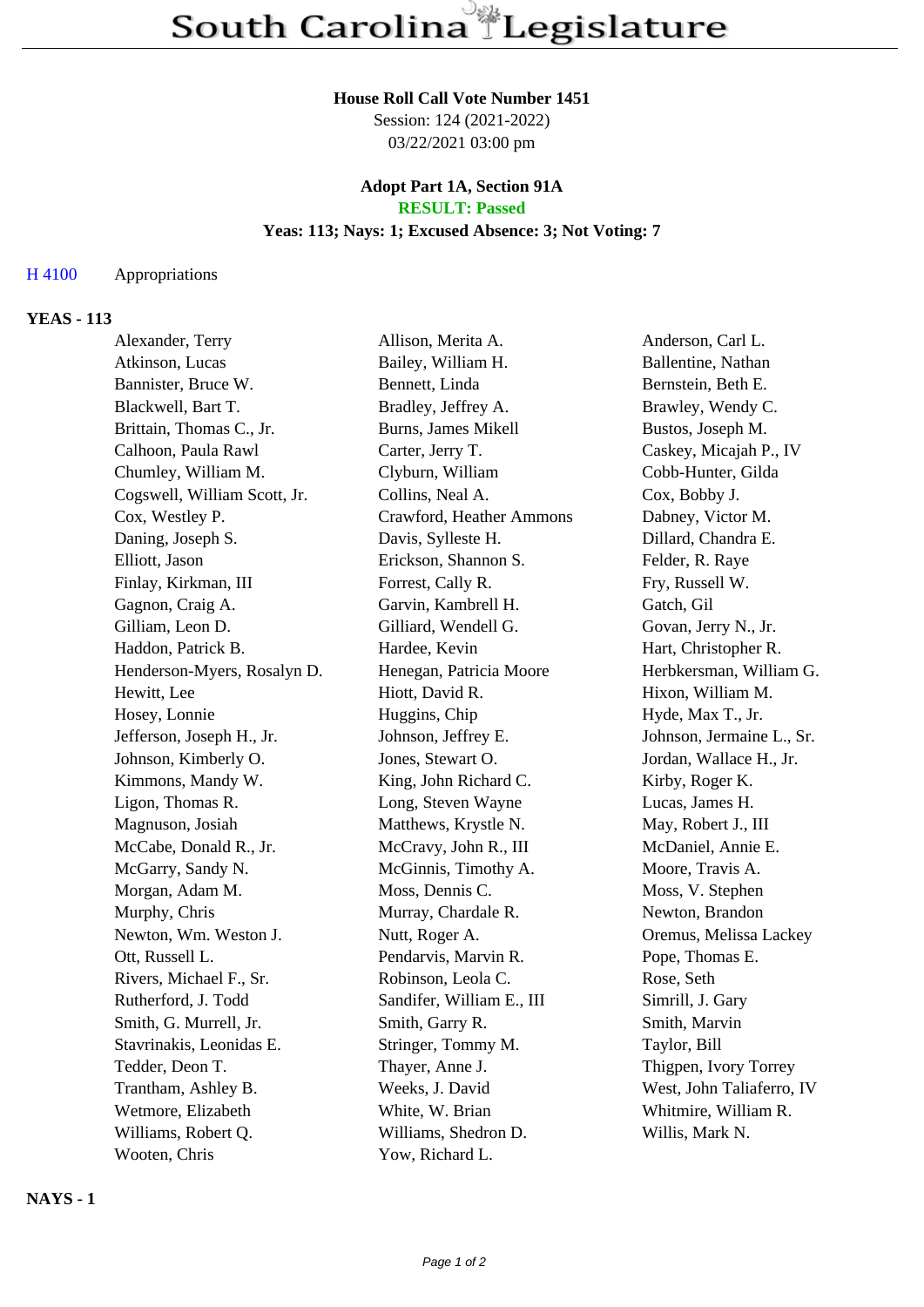# South Carolina Legislature

**House Roll Call Vote Number 1451**
Session: 124 (2021-2022)
03/22/2021 03:00 pm

**Adopt Part 1A, Section 91A**
**RESULT: Passed**
**Yeas: 113; Nays: 1; Excused Absence: 3; Not Voting: 7**

H 4100 Appropriations

## YEAS - 113

| | | |
|---|---|---|
| Alexander, Terry | Allison, Merita A. | Anderson, Carl L. |
| Atkinson, Lucas | Bailey, William H. | Ballentine, Nathan |
| Bannister, Bruce W. | Bennett, Linda | Bernstein, Beth E. |
| Blackwell, Bart T. | Bradley, Jeffrey A. | Brawley, Wendy C. |
| Brittain, Thomas C., Jr. | Burns, James Mikell | Bustos, Joseph M. |
| Calhoon, Paula Rawl | Carter, Jerry T. | Caskey, Micajah P., IV |
| Chumley, William M. | Clyburn, William | Cobb-Hunter, Gilda |
| Cogswell, William Scott, Jr. | Collins, Neal A. | Cox, Bobby J. |
| Cox, Westley P. | Crawford, Heather Ammons | Dabney, Victor M. |
| Daning, Joseph S. | Davis, Sylleste H. | Dillard, Chandra E. |
| Elliott, Jason | Erickson, Shannon S. | Felder, R. Raye |
| Finlay, Kirkman, III | Forrest, Cally R. | Fry, Russell W. |
| Gagnon, Craig A. | Garvin, Kambrell H. | Gatch, Gil |
| Gilliam, Leon D. | Gilliard, Wendell G. | Govan, Jerry N., Jr. |
| Haddon, Patrick B. | Hardee, Kevin | Hart, Christopher R. |
| Henderson-Myers, Rosalyn D. | Henegan, Patricia Moore | Herbkersman, William G. |
| Hewitt, Lee | Hiott, David R. | Hixon, William M. |
| Hosey, Lonnie | Huggins, Chip | Hyde, Max T., Jr. |
| Jefferson, Joseph H., Jr. | Johnson, Jeffrey E. | Johnson, Jermaine L., Sr. |
| Johnson, Kimberly O. | Jones, Stewart O. | Jordan, Wallace H., Jr. |
| Kimmons, Mandy W. | King, John Richard C. | Kirby, Roger K. |
| Ligon, Thomas R. | Long, Steven Wayne | Lucas, James H. |
| Magnuson, Josiah | Matthews, Krystle N. | May, Robert J., III |
| McCabe, Donald R., Jr. | McCravy, John R., III | McDaniel, Annie E. |
| McGarry, Sandy N. | McGinnis, Timothy A. | Moore, Travis A. |
| Morgan, Adam M. | Moss, Dennis C. | Moss, V. Stephen |
| Murphy, Chris | Murray, Chardale R. | Newton, Brandon |
| Newton, Wm. Weston J. | Nutt, Roger A. | Oremus, Melissa Lackey |
| Ott, Russell L. | Pendarvis, Marvin R. | Pope, Thomas E. |
| Rivers, Michael F., Sr. | Robinson, Leola C. | Rose, Seth |
| Rutherford, J. Todd | Sandifer, William E., III | Simrill, J. Gary |
| Smith, G. Murrell, Jr. | Smith, Garry R. | Smith, Marvin |
| Stavrinakis, Leonidas E. | Stringer, Tommy M. | Taylor, Bill |
| Tedder, Deon T. | Thayer, Anne J. | Thigpen, Ivory Torrey |
| Trantham, Ashley B. | Weeks, J. David | West, John Taliaferro, IV |
| Wetmore, Elizabeth | White, W. Brian | Whitmire, William R. |
| Williams, Robert Q. | Williams, Shedron D. | Willis, Mark N. |
| Wooten, Chris | Yow, Richard L. | |

## NAYS - 1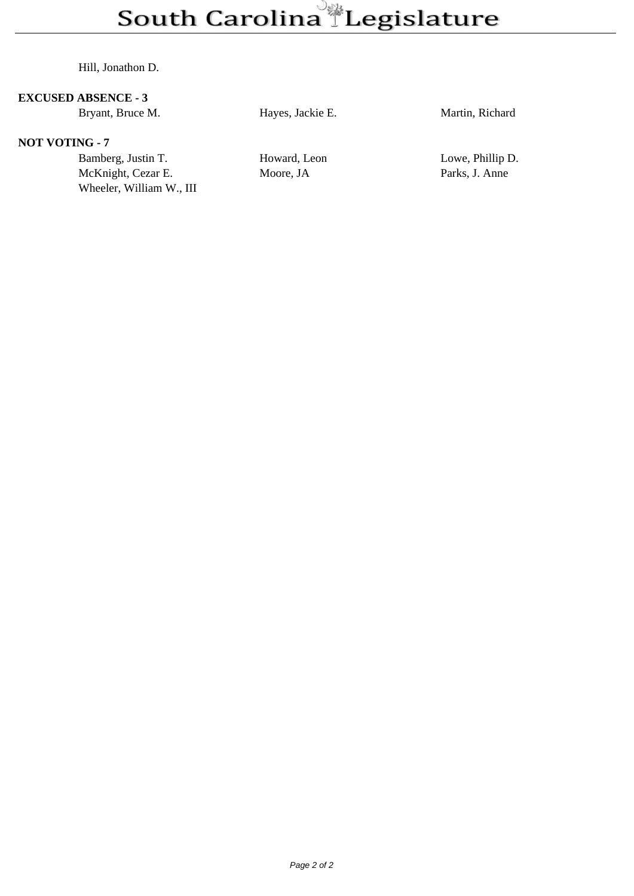Hill, Jonathon D.

**EXCUSED ABSENCE - 3**

| | | |
|---|---|---|
| Bryant, Bruce M. | Hayes, Jackie E. | Martin, Richard |

**NOT VOTING - 7**

| | | |
|---|---|---|
| Bamberg, Justin T. | Howard, Leon | Lowe, Phillip D. |
| McKnight, Cezar E. | Moore, JA | Parks, J. Anne |
| Wheeler, William W., III | | |